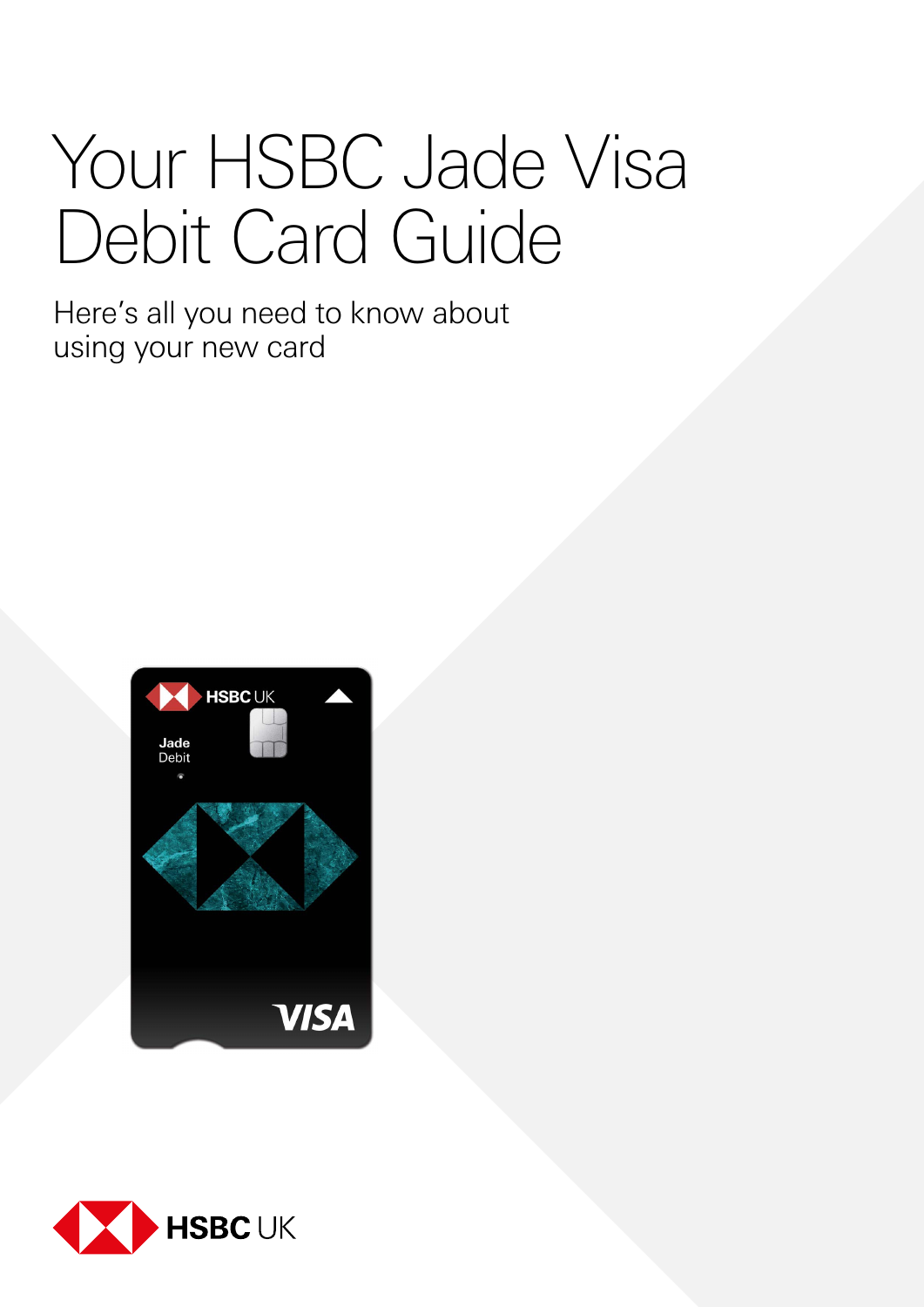# Your HSBC Jade Visa Debit Card Guide

Here's all you need to know about using your new card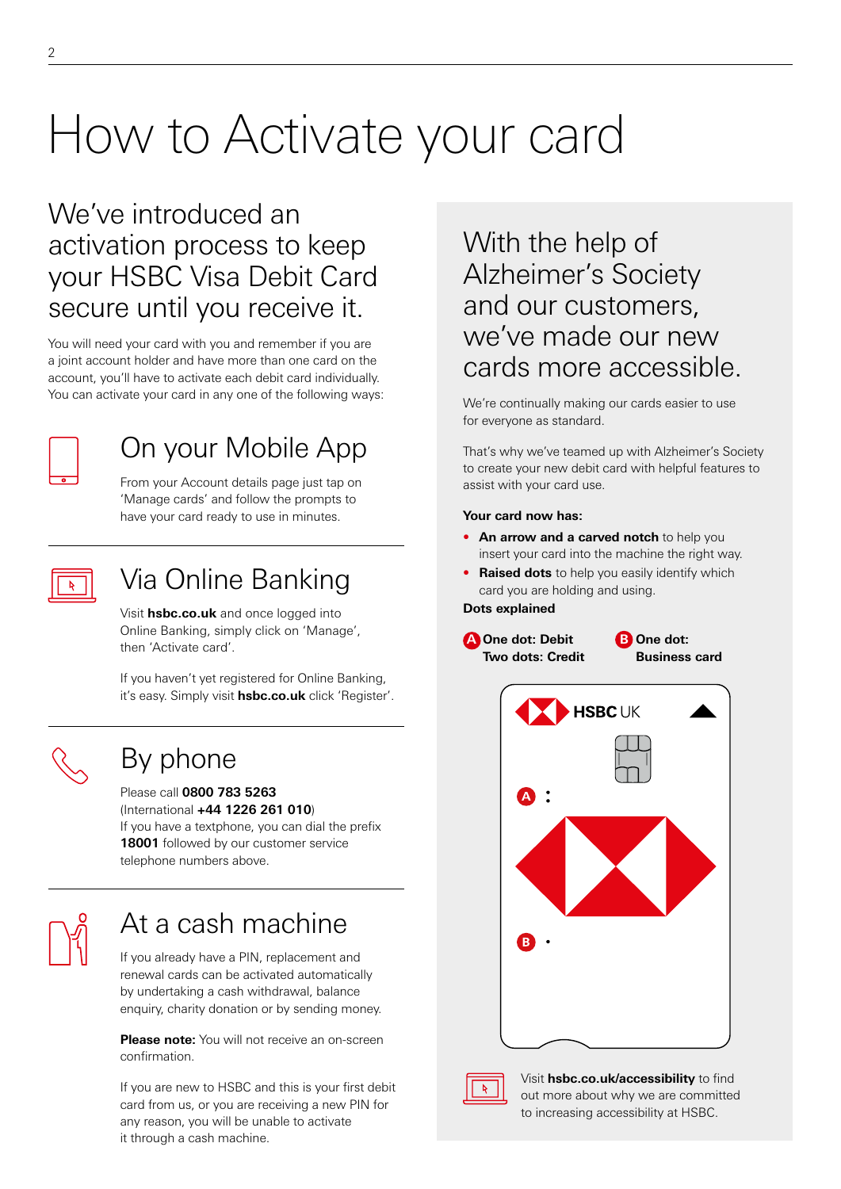# How to Activate your card

## We've introduced an activation process to keep your HSBC Visa Debit Card secure until you receive it.

You will need your card with you and remember if you are a joint account holder and have more than one card on the account, you'll have to activate each debit card individually. You can activate your card in any one of the following ways:

### On your Mobile App

From your Account details page just tap on 'Manage cards' and follow the prompts to have your card ready to use in minutes.

### Via Online Banking

Visit **hsbc.co.uk** and once logged into Online Banking, simply click on 'Manage', then 'Activate card'.

If you haven't yet registered for Online Banking, it's easy. Simply visit **hsbc.co.uk** click 'Register'.

### By phone

Please call **0800 783 5263**
(International **+44 1226 261 010**)
If you have a textphone, you can dial the prefix **18001** followed by our customer service telephone numbers above.

### At a cash machine

If you already have a PIN, replacement and renewal cards can be activated automatically by undertaking a cash withdrawal, balance enquiry, charity donation or by sending money.

**Please note:** You will not receive an on-screen confirmation.

If you are new to HSBC and this is your first debit card from us, or you are receiving a new PIN for any reason, you will be unable to activate it through a cash machine.

## With the help of Alzheimer's Society and our customers, we've made our new cards more accessible.

We're continually making our cards easier to use for everyone as standard.

That's why we've teamed up with Alzheimer's Society to create your new debit card with helpful features to assist with your card use.

**Your card now has:**

- **An arrow and a carved notch** to help you insert your card into the machine the right way.
- **Raised dots** to help you easily identify which card you are holding and using.

**Dots explained**

**A One dot: Debit**
**Two dots: Credit**

**B One dot: Business card**

Visit **hsbc.co.uk/accessibility** to find out more about why we are committed to increasing accessibility at HSBC.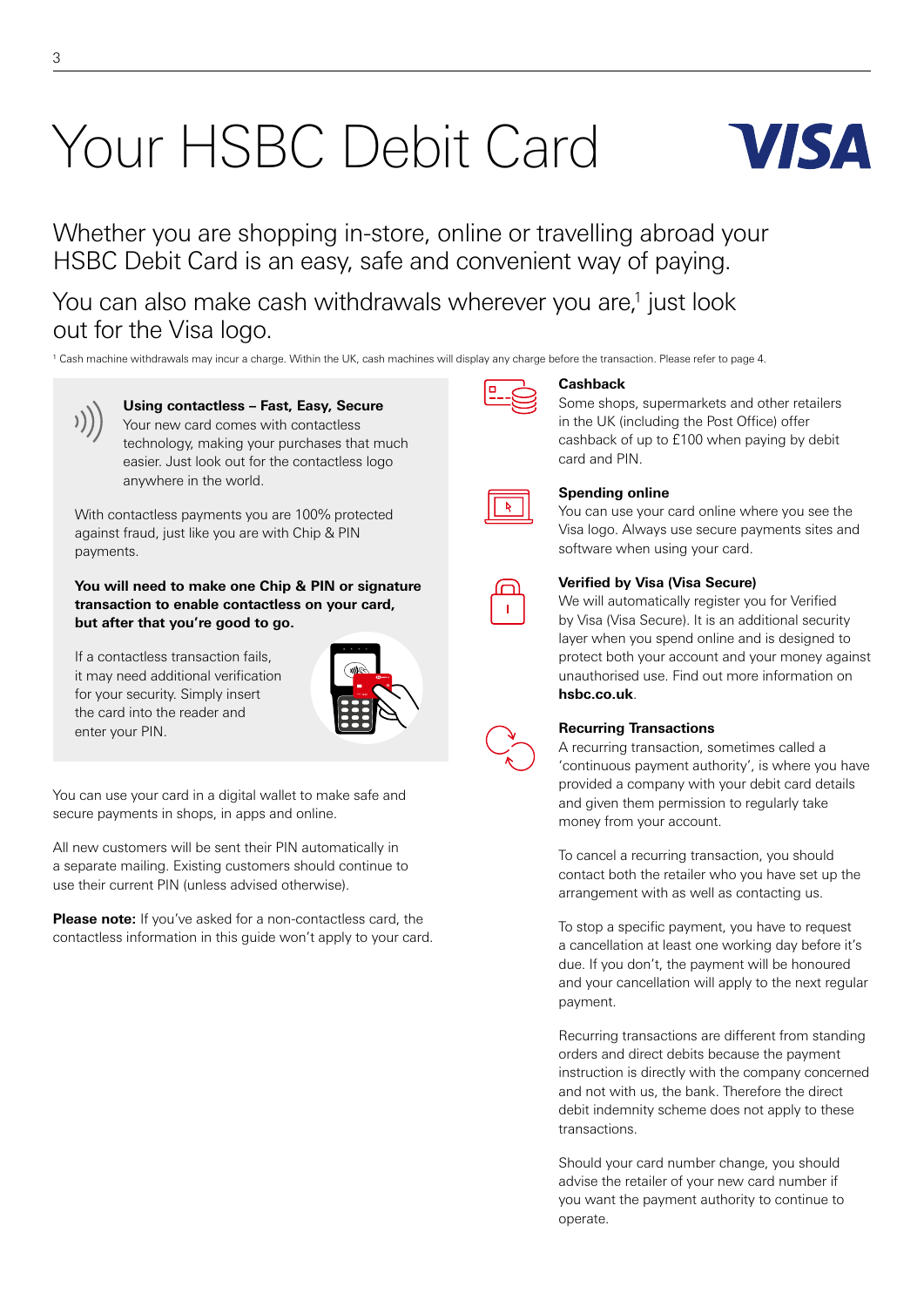# Your HSBC Debit Card

VISA

## Whether you are shopping in-store, online or travelling abroad your HSBC Debit Card is an easy, safe and convenient way of paying.

## You can also make cash withdrawals wherever you are,[1] just look out for the Visa logo.

[1] Cash machine withdrawals may incur a charge. Within the UK, cash machines will display any charge before the transaction. Please refer to page 4.

**Using contactless – Fast, Easy, Secure**
Your new card comes with contactless technology, making your purchases that much easier. Just look out for the contactless logo anywhere in the world.

With contactless payments you are 100% protected against fraud, just like you are with Chip & PIN payments.

**You will need to make one Chip & PIN or signature transaction to enable contactless on your card, but after that you're good to go.**

If a contactless transaction fails, it may need additional verification for your security. Simply insert the card into the reader and enter your PIN.

You can use your card in a digital wallet to make safe and secure payments in shops, in apps and online.

All new customers will be sent their PIN automatically in a separate mailing. Existing customers should continue to use their current PIN (unless advised otherwise).

**Please note:** If you've asked for a non-contactless card, the contactless information in this guide won't apply to your card.

### Cashback

Some shops, supermarkets and other retailers in the UK (including the Post Office) offer cashback of up to £100 when paying by debit card and PIN.

### Spending online

You can use your card online where you see the Visa logo. Always use secure payments sites and software when using your card.

### Verified by Visa (Visa Secure)

We will automatically register you for Verified by Visa (Visa Secure). It is an additional security layer when you spend online and is designed to protect both your account and your money against unauthorised use. Find out more information on **hsbc.co.uk**.

### Recurring Transactions

A recurring transaction, sometimes called a 'continuous payment authority', is where you have provided a company with your debit card details and given them permission to regularly take money from your account.

To cancel a recurring transaction, you should contact both the retailer who you have set up the arrangement with as well as contacting us.

To stop a specific payment, you have to request a cancellation at least one working day before it's due. If you don't, the payment will be honoured and your cancellation will apply to the next regular payment.

Recurring transactions are different from standing orders and direct debits because the payment instruction is directly with the company concerned and not with us, the bank. Therefore the direct debit indemnity scheme does not apply to these transactions.

Should your card number change, you should advise the retailer of your new card number if you want the payment authority to continue to operate.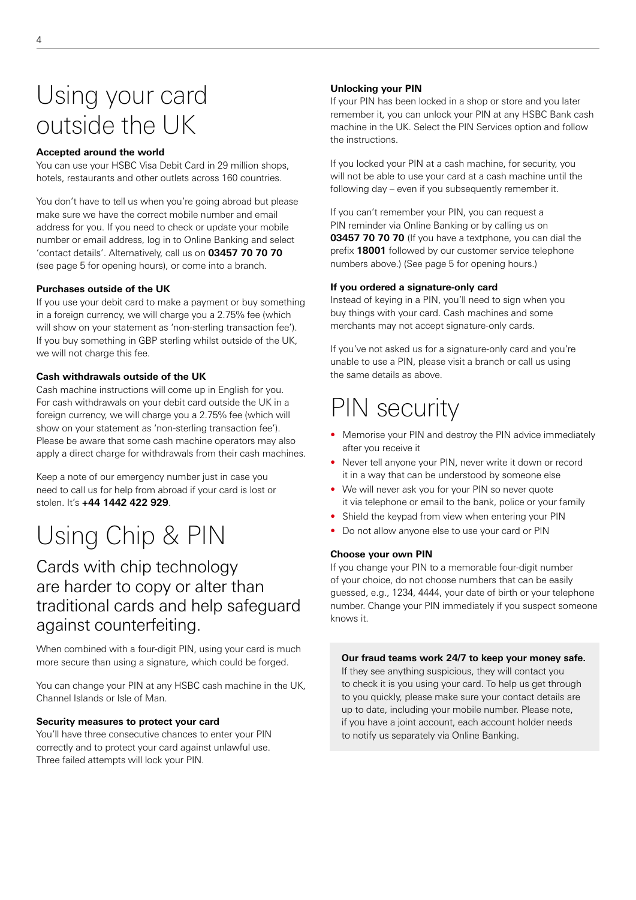# Using your card outside the UK

### Accepted around the world

You can use your HSBC Visa Debit Card in 29 million shops, hotels, restaurants and other outlets across 160 countries.

You don't have to tell us when you're going abroad but please make sure we have the correct mobile number and email address for you. If you need to check or update your mobile number or email address, log in to Online Banking and select 'contact details'. Alternatively, call us on **03457 70 70 70** (see page 5 for opening hours), or come into a branch.

### Purchases outside of the UK

If you use your debit card to make a payment or buy something in a foreign currency, we will charge you a 2.75% fee (which will show on your statement as 'non-sterling transaction fee'). If you buy something in GBP sterling whilst outside of the UK, we will not charge this fee.

### Cash withdrawals outside of the UK

Cash machine instructions will come up in English for you. For cash withdrawals on your debit card outside the UK in a foreign currency, we will charge you a 2.75% fee (which will show on your statement as 'non-sterling transaction fee'). Please be aware that some cash machine operators may also apply a direct charge for withdrawals from their cash machines.

Keep a note of our emergency number just in case you need to call us for help from abroad if your card is lost or stolen. It's **+44 1442 422 929**.

# Using Chip & PIN

## Cards with chip technology are harder to copy or alter than traditional cards and help safeguard against counterfeiting.

When combined with a four-digit PIN, using your card is much more secure than using a signature, which could be forged.

You can change your PIN at any HSBC cash machine in the UK, Channel Islands or Isle of Man.

### Security measures to protect your card

You'll have three consecutive chances to enter your PIN correctly and to protect your card against unlawful use. Three failed attempts will lock your PIN.

### Unlocking your PIN

If your PIN has been locked in a shop or store and you later remember it, you can unlock your PIN at any HSBC Bank cash machine in the UK. Select the PIN Services option and follow the instructions.

If you locked your PIN at a cash machine, for security, you will not be able to use your card at a cash machine until the following day – even if you subsequently remember it.

If you can't remember your PIN, you can request a PIN reminder via Online Banking or by calling us on **03457 70 70 70** (If you have a textphone, you can dial the prefix **18001** followed by our customer service telephone numbers above.) (See page 5 for opening hours.)

### If you ordered a signature-only card

Instead of keying in a PIN, you'll need to sign when you buy things with your card. Cash machines and some merchants may not accept signature-only cards.

If you've not asked us for a signature-only card and you're unable to use a PIN, please visit a branch or call us using the same details as above.

# PIN security

- Memorise your PIN and destroy the PIN advice immediately after you receive it
- Never tell anyone your PIN, never write it down or record it in a way that can be understood by someone else
- We will never ask you for your PIN so never quote it via telephone or email to the bank, police or your family
- Shield the keypad from view when entering your PIN
- Do not allow anyone else to use your card or PIN

### Choose your own PIN

If you change your PIN to a memorable four-digit number of your choice, do not choose numbers that can be easily guessed, e.g., 1234, 4444, your date of birth or your telephone number. Change your PIN immediately if you suspect someone knows it.

**Our fraud teams work 24/7 to keep your money safe.**
If they see anything suspicious, they will contact you to check it is you using your card. To help us get through to you quickly, please make sure your contact details are up to date, including your mobile number. Please note, if you have a joint account, each account holder needs to notify us separately via Online Banking.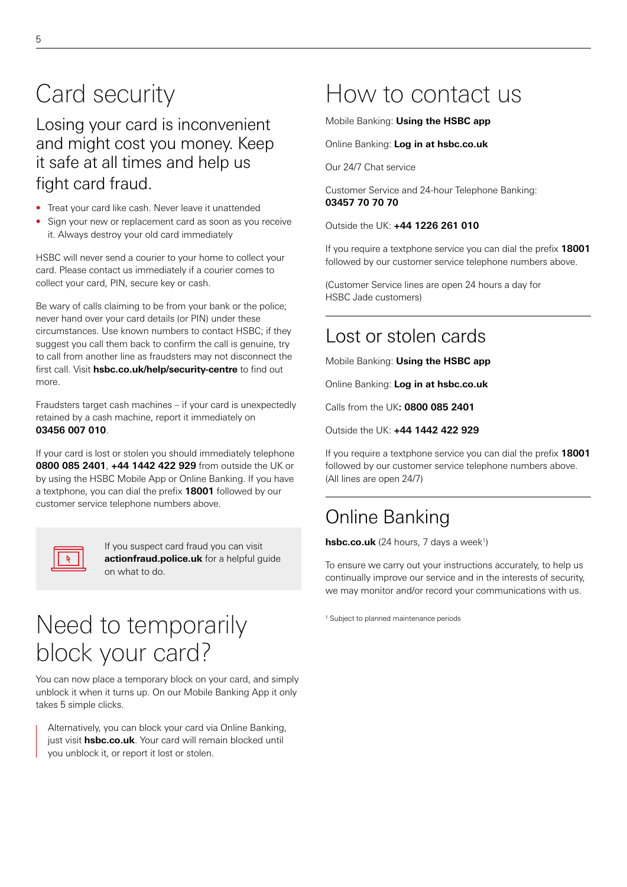# Card security

## Losing your card is inconvenient and might cost you money. Keep it safe at all times and help us fight card fraud.

- Treat your card like cash. Never leave it unattended
- Sign your new or replacement card as soon as you receive it. Always destroy your old card immediately

HSBC will never send a courier to your home to collect your card. Please contact us immediately if a courier comes to collect your card, PIN, secure key or cash.

Be wary of calls claiming to be from your bank or the police; never hand over your card details (or PIN) under these circumstances. Use known numbers to contact HSBC; if they suggest you call them back to confirm the call is genuine, try to call from another line as fraudsters may not disconnect the first call. Visit **hsbc.co.uk/help/security-centre** to find out more.

Fraudsters target cash machines – if your card is unexpectedly retained by a cash machine, report it immediately on **03456 007 010**.

If your card is lost or stolen you should immediately telephone **0800 085 2401**, **+44 1442 422 929** from outside the UK or by using the HSBC Mobile App or Online Banking. If you have a textphone, you can dial the prefix **18001** followed by our customer service telephone numbers above.

If you suspect card fraud you can visit **actionfraud.police.uk** for a helpful guide on what to do.

# Need to temporarily block your card?

You can now place a temporary block on your card, and simply unblock it when it turns up. On our Mobile Banking App it only takes 5 simple clicks.

> Alternatively, you can block your card via Online Banking, just visit **hsbc.co.uk**. Your card will remain blocked until you unblock it, or report it lost or stolen.

# How to contact us

Mobile Banking: **Using the HSBC app**

Online Banking: **Log in at hsbc.co.uk**

Our 24/7 Chat service

Customer Service and 24-hour Telephone Banking:
**03457 70 70 70**

Outside the UK: **+44 1226 261 010**

If you require a textphone service you can dial the prefix **18001** followed by our customer service telephone numbers above.

(Customer Service lines are open 24 hours a day for HSBC Jade customers)

## Lost or stolen cards

Mobile Banking: **Using the HSBC app**

Online Banking: **Log in at hsbc.co.uk**

Calls from the UK**: 0800 085 2401**

Outside the UK: **+44 1442 422 929**

If you require a textphone service you can dial the prefix **18001** followed by our customer service telephone numbers above. (All lines are open 24/7)

## Online Banking

**hsbc.co.uk** (24 hours, 7 days a week[1])

To ensure we carry out your instructions accurately, to help us continually improve our service and in the interests of security, we may monitor and/or record your communications with us.

[1] Subject to planned maintenance periods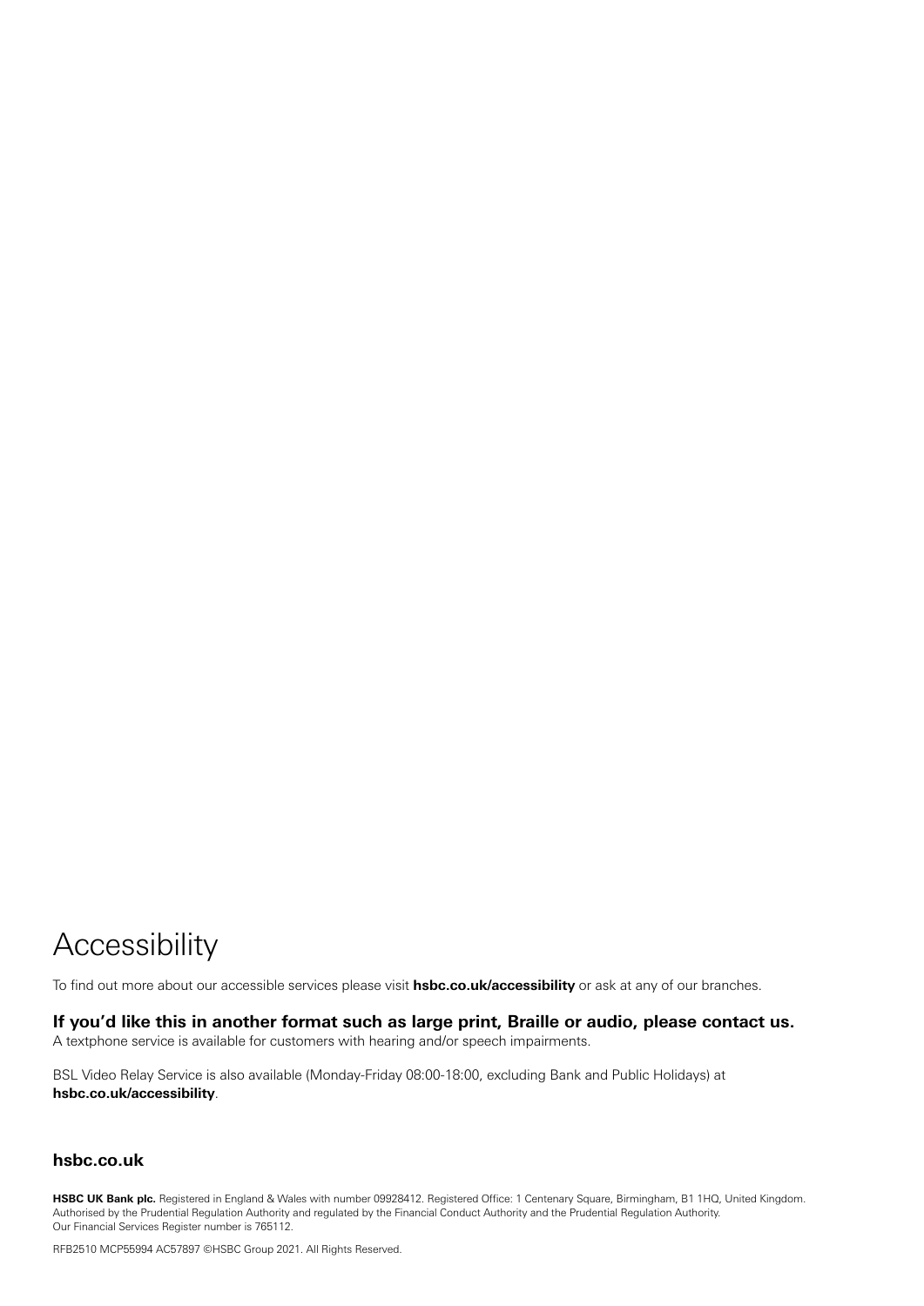# Accessibility

To find out more about our accessible services please visit **hsbc.co.uk/accessibility** or ask at any of our branches.

**If you'd like this in another format such as large print, Braille or audio, please contact us.**
A textphone service is available for customers with hearing and/or speech impairments.

BSL Video Relay Service is also available (Monday-Friday 08:00-18:00, excluding Bank and Public Holidays) at **hsbc.co.uk/accessibility**.

**hsbc.co.uk**

**HSBC UK Bank plc.** Registered in England & Wales with number 09928412. Registered Office: 1 Centenary Square, Birmingham, B1 1HQ, United Kingdom. Authorised by the Prudential Regulation Authority and regulated by the Financial Conduct Authority and the Prudential Regulation Authority. Our Financial Services Register number is 765112.

RFB2510 MCP55994 AC57897 ©HSBC Group 2021. All Rights Reserved.